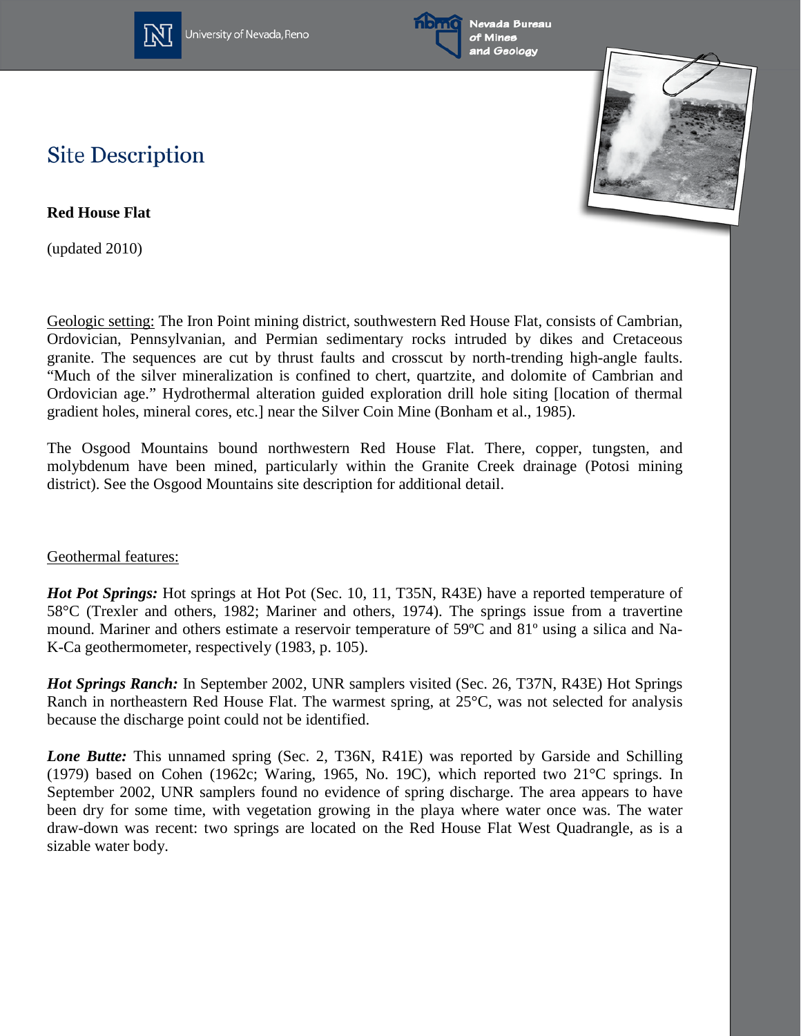# Site Description

**Red House Flat**

(updated 2010)

Geologic setting: The Iron Point mining district, southwestern Red House Flat, consists of Cambrian, Ordovician, Pennsylvanian, and Permian sedimentary rocks intruded by dikes and Cretaceous granite. The sequences are cut by thrust faults and crosscut by north-trending high-angle faults. "Much of the silver mineralization is confined to chert, quartzite, and dolomite of Cambrian and Ordovician age." Hydrothermal alteration guided exploration drill hole siting [location of thermal gradient holes, mineral cores, etc.] near the Silver Coin Mine (Bonham et al., 1985).

The Osgood Mountains bound northwestern Red House Flat. There, copper, tungsten, and molybdenum have been mined, particularly within the Granite Creek drainage (Potosi mining district). See the Osgood Mountains site description for additional detail.

Geothermal features:

***Hot Pot Springs:*** Hot springs at Hot Pot (Sec. 10, 11, T35N, R43E) have a reported temperature of 58°C (Trexler and others, 1982; Mariner and others, 1974). The springs issue from a travertine mound. Mariner and others estimate a reservoir temperature of 59ºC and 81º using a silica and Na-K-Ca geothermometer, respectively (1983, p. 105).

***Hot Springs Ranch:*** In September 2002, UNR samplers visited (Sec. 26, T37N, R43E) Hot Springs Ranch in northeastern Red House Flat. The warmest spring, at 25°C, was not selected for analysis because the discharge point could not be identified.

***Lone Butte:*** This unnamed spring (Sec. 2, T36N, R41E) was reported by Garside and Schilling (1979) based on Cohen (1962c; Waring, 1965, No. 19C), which reported two 21°C springs. In September 2002, UNR samplers found no evidence of spring discharge. The area appears to have been dry for some time, with vegetation growing in the playa where water once was. The water draw-down was recent: two springs are located on the Red House Flat West Quadrangle, as is a sizable water body.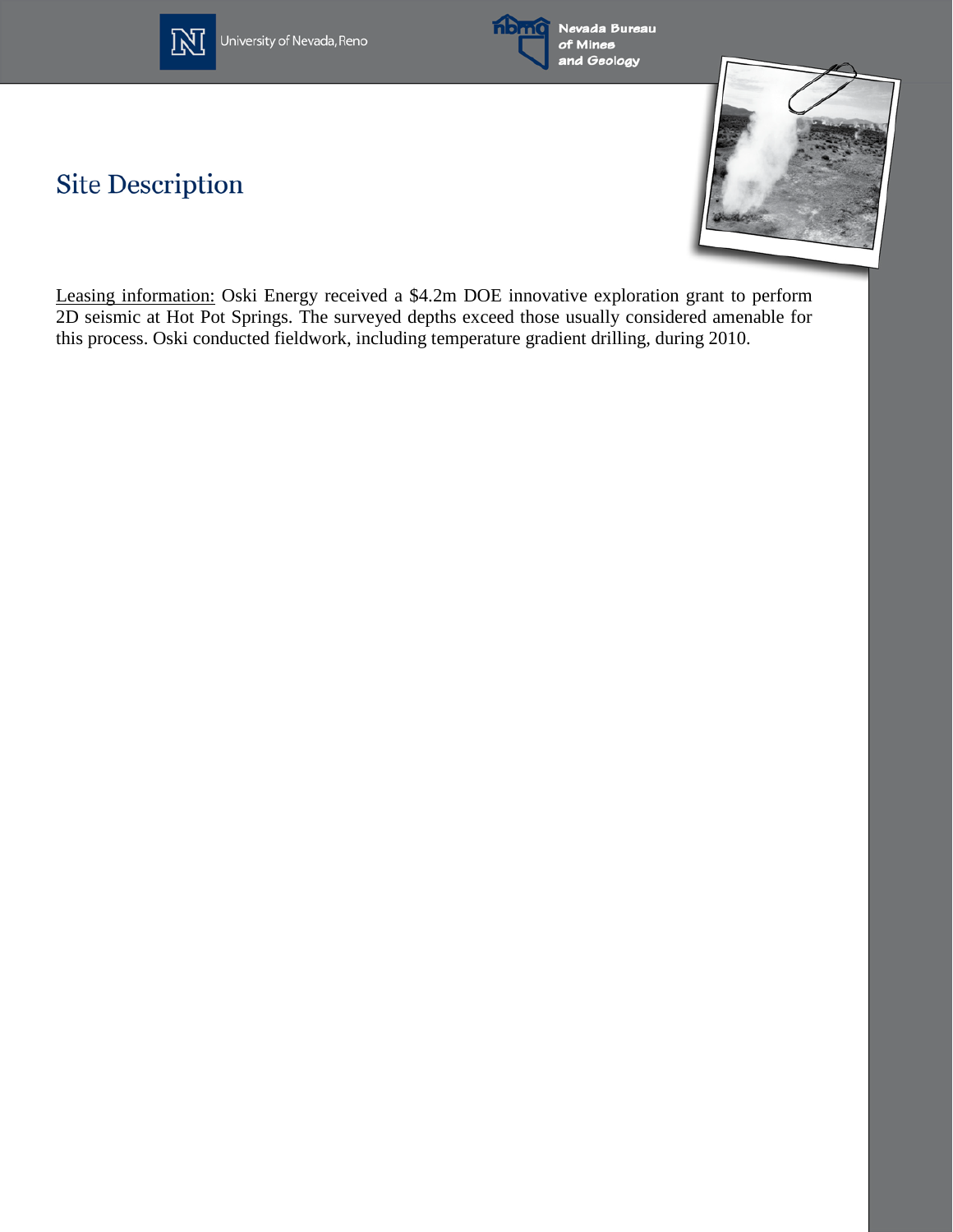## Site Description

Leasing information: Oski Energy received a $4.2m DOE innovative exploration grant to perform 2D seismic at Hot Pot Springs. The surveyed depths exceed those usually considered amenable for this process. Oski conducted fieldwork, including temperature gradient drilling, during 2010.